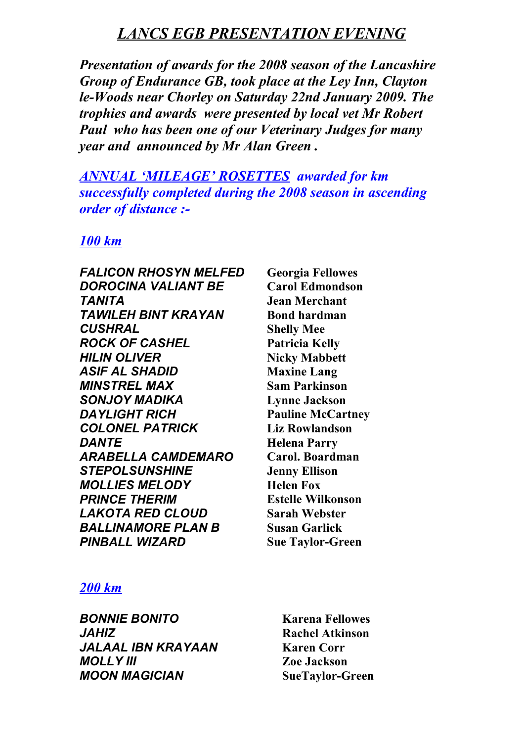# LANCS EGB PRESENTATION EVENING

*Presentation of awards for the 2008 season of the Lancashire Group of Endurance GB, took place at the Ley Inn, Clayton le-Woods near Chorley on Saturday 22nd January 2009. The trophies and awards were presented by local vet Mr Robert Paul who has been one of our Veterinary Judges for many year and announced by Mr Alan Green .*

***ANNUAL 'MILEAGE' ROSETTES** awarded for km successfully completed during the 2008 season in ascending order of distance :-*

## 100 km

| | |
|---|---|
| *FALICON RHOSYN MELFED* | **Georgia Fellowes** |
| *DOROCINA VALIANT BE* | **Carol Edmondson** |
| *TANITA* | **Jean Merchant** |
| *TAWILEH BINT KRAYAN* | **Bond hardman** |
| *CUSHRAL* | **Shelly Mee** |
| *ROCK OF CASHEL* | **Patricia Kelly** |
| *HILIN OLIVER* | **Nicky Mabbett** |
| *ASIF AL SHADID* | **Maxine Lang** |
| *MINSTREL MAX* | **Sam Parkinson** |
| *SONJOY MADIKA* | **Lynne Jackson** |
| *DAYLIGHT RICH* | **Pauline McCartney** |
| *COLONEL PATRICK* | **Liz Rowlandson** |
| *DANTE* | **Helena Parry** |
| *ARABELLA CAMDEMARO* | **Carol. Boardman** |
| *STEPOLSUNSHINE* | **Jenny Ellison** |
| *MOLLIES MELODY* | **Helen Fox** |
| *PRINCE THERIM* | **Estelle Wilkonson** |
| *LAKOTA RED CLOUD* | **Sarah Webster** |
| *BALLINAMORE PLAN B* | **Susan Garlick** |
| *PINBALL WIZARD* | **Sue Taylor-Green** |

## 200 km

| | |
|---|---|
| *BONNIE BONITO* | **Karena Fellowes** |
| *JAHIZ* | **Rachel Atkinson** |
| *JALAAL IBN KRAYAAN* | **Karen Corr** |
| *MOLLY III* | **Zoe Jackson** |
| *MOON MAGICIAN* | **SueTaylor-Green** |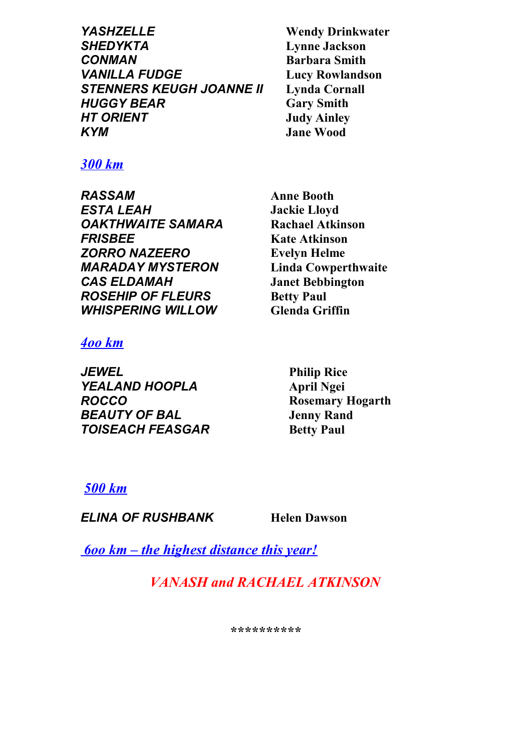| | |
|---|---|
| *YASHZELLE* | **Wendy Drinkwater** |
| *SHEDYKTA* | **Lynne Jackson** |
| *CONMAN* | **Barbara Smith** |
| *VANILLA FUDGE* | **Lucy Rowlandson** |
| *STENNERS KEUGH JOANNE II* | **Lynda Cornall** |
| *HUGGY BEAR* | **Gary Smith** |
| *HT ORIENT* | **Judy Ainley** |
| *KYM* | **Jane Wood** |

## *300 km*

| | |
|---|---|
| *RASSAM* | **Anne Booth** |
| *ESTA LEAH* | **Jackie Lloyd** |
| *OAKTHWAITE SAMARA* | **Rachael Atkinson** |
| *FRISBEE* | **Kate Atkinson** |
| *ZORRO NAZEERO* | **Evelyn Helme** |
| *MARADAY MYSTERON* | **Linda Cowperthwaite** |
| *CAS ELDAMAH* | **Janet Bebbington** |
| *ROSEHIP OF FLEURS* | **Betty Paul** |
| *WHISPERING WILLOW* | **Glenda Griffin** |

## *4oo km*

| | |
|---|---|
| *JEWEL* | **Philip Rice** |
| *YEALAND HOOPLA* | **April Ngei** |
| *ROCCO* | **Rosemary Hogarth** |
| *BEAUTY OF BAL* | **Jenny Rand** |
| *TOISEACH FEASGAR* | **Betty Paul** |

## *500 km*

| | |
|---|---|
| *ELINA OF RUSHBANK* | **Helen Dawson** |

## *6oo km – the highest distance this year!*

*VANASH and RACHAEL ATKINSON*

**********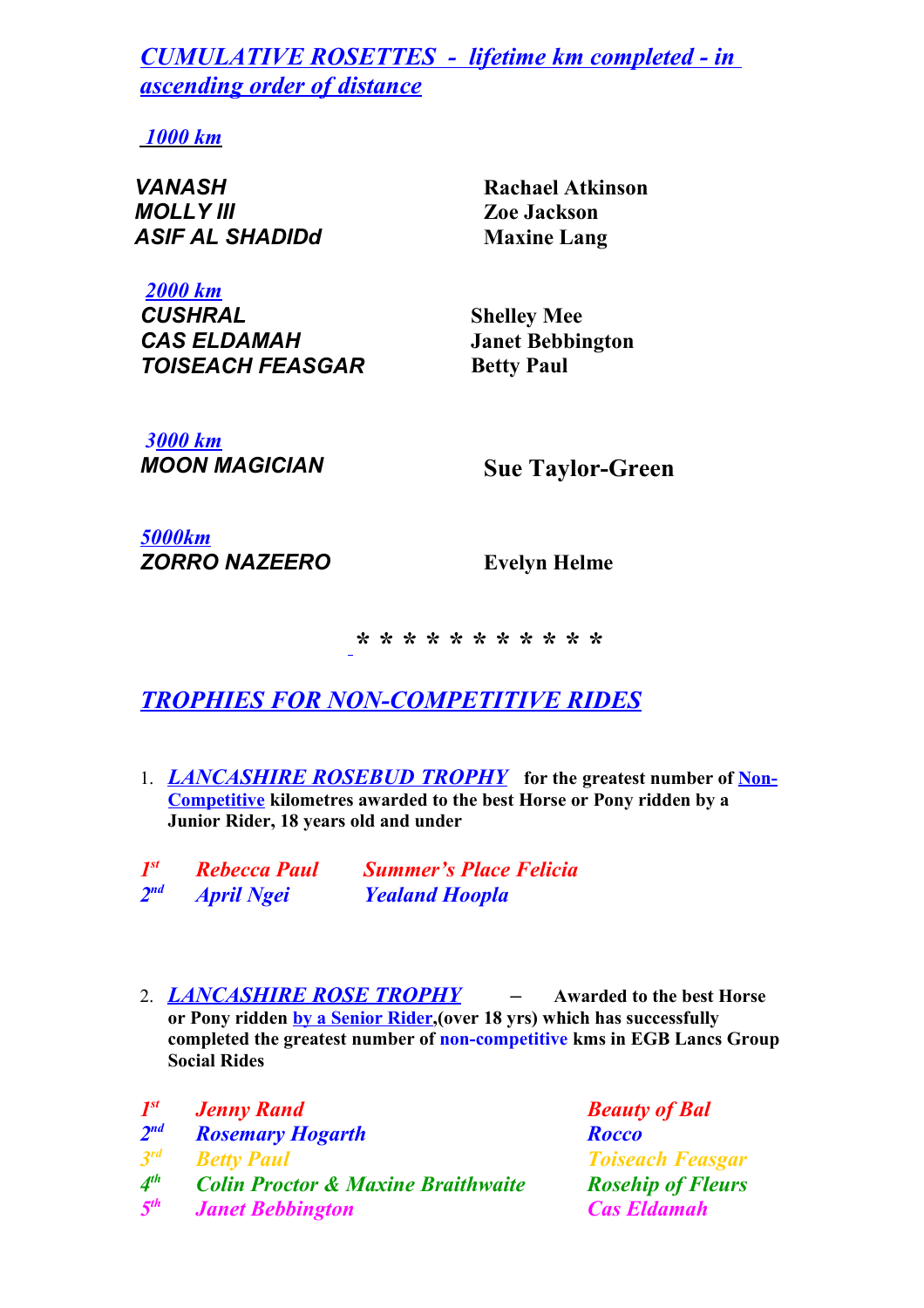## *CUMULATIVE ROSETTES - lifetime km completed - in ascending order of distance*

### *1000 km*

| | |
|---|---|
| ***VANASH*** | **Rachael Atkinson** |
| ***MOLLY III*** | **Zoe Jackson** |
| ***ASIF AL SHADIDd*** | **Maxine Lang** |

### *2000 km*

| | |
|---|---|
| ***CUSHRAL*** | **Shelley Mee** |
| ***CAS ELDAMAH*** | **Janet Bebbington** |
| ***TOISEACH FEASGAR*** | **Betty Paul** |

### *3000 km*

| | |
|---|---|
| ***MOON MAGICIAN*** | **Sue Taylor-Green** |

### *5000km*

| | |
|---|---|
| ***ZORRO NAZEERO*** | **Evelyn Helme** |

* * * * * * * * * * *

## *TROPHIES FOR NON-COMPETITIVE RIDES*

1. ***LANCASHIRE ROSEBUD TROPHY*** **for the greatest number of Non-Competitive kilometres awarded to the best Horse or Pony ridden by a Junior Rider, 18 years old and under**

| | | |
|---|---|---|
| *1st* | *Rebecca Paul* | *Summer's Place Felicia* |
| *2nd* | *April Ngei* | *Yealand Hoopla* |

2. ***LANCASHIRE ROSE TROPHY*** – **Awarded to the best Horse or Pony ridden by a Senior Rider,(over 18 yrs) which has successfully completed the greatest number of non-competitive kms in EGB Lancs Group Social Rides**

| | | |
|---|---|---|
| *1st* | *Jenny Rand* | *Beauty of Bal* |
| *2nd* | *Rosemary Hogarth* | *Rocco* |
| *3rd* | *Betty Paul* | *Toiseach Feasgar* |
| *4th* | *Colin Proctor & Maxine Braithwaite* | *Rosehip of Fleurs* |
| *5th* | *Janet Bebbington* | *Cas Eldamah* |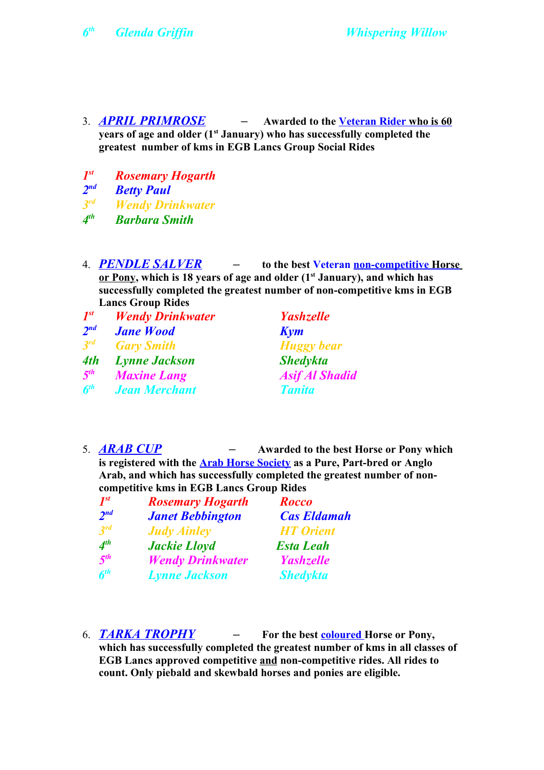| | | |
|---|---|---|
| *6th* | *Glenda Griffin* | *Whispering Willow* |

3. ***APRIL PRIMROSE*** – **Awarded to the Veteran Rider who is 60 years of age and older (1st January) who has successfully completed the greatest number of kms in EGB Lancs Group Social Rides**

| | |
|---|---|
| *1st* | *Rosemary Hogarth* |
| *2nd* | *Betty Paul* |
| *3rd* | *Wendy Drinkwater* |
| *4th* | *Barbara Smith* |

4. ***PENDLE SALVER*** – **to the best Veteran non-competitive Horse or Pony, which is 18 years of age and older (1st January), and which has successfully completed the greatest number of non-competitive kms in EGB Lancs Group Rides**

| | | |
|---|---|---|
| *1st* | *Wendy Drinkwater* | *Yashzelle* |
| *2nd* | *Jane Wood* | *Kym* |
| *3rd* | *Gary Smith* | *Huggy bear* |
| *4th* | *Lynne Jackson* | *Shedykta* |
| *5th* | *Maxine Lang* | *Asif Al Shadid* |
| *6th* | *Jean Merchant* | *Tanita* |

5. ***ARAB CUP*** – **Awarded to the best Horse or Pony which is registered with the Arab Horse Society as a Pure, Part-bred or Anglo Arab, and which has successfully completed the greatest number of non-competitive kms in EGB Lancs Group Rides**

| | | |
|---|---|---|
| *1st* | *Rosemary Hogarth* | *Rocco* |
| *2nd* | *Janet Bebbington* | *Cas Eldamah* |
| *3rd* | *Judy Ainley* | *HT Orient* |
| *4th* | *Jackie Lloyd* | *Esta Leah* |
| *5th* | *Wendy Drinkwater* | *Yashzelle* |
| *6th* | *Lynne Jackson* | *Shedykta* |

6. ***TARKA TROPHY*** – **For the best coloured Horse or Pony, which has successfully completed the greatest number of kms in all classes of EGB Lancs approved competitive and non-competitive rides. All rides to count. Only piebald and skewbald horses and ponies are eligible.**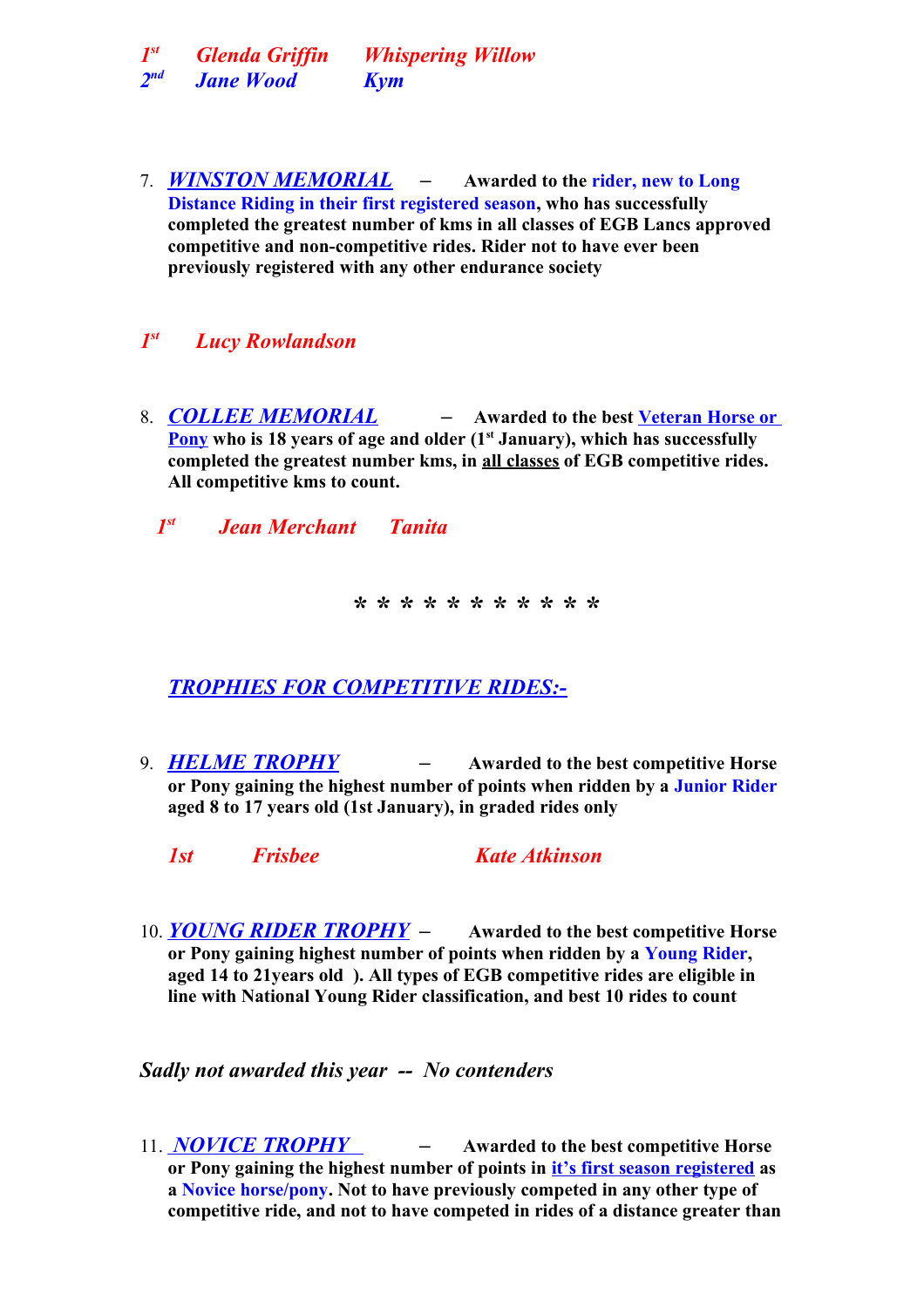*1st    Glenda Griffin    Whispering Willow*
*2nd    Jane Wood    Kym*

7. ***WINSTON MEMORIAL*** – **Awarded to the rider, new to Long Distance Riding in their first registered season, who has successfully completed the greatest number of kms in all classes of EGB Lancs approved competitive and non-competitive rides. Rider not to have ever been previously registered with any other endurance society**

*1st    Lucy Rowlandson*

8. ***COLLEE MEMORIAL*** – **Awarded to the best Veteran Horse or Pony who is 18 years of age and older (1st January), which has successfully completed the greatest number kms, in all classes of EGB competitive rides. All competitive kms to count.**

*1st    Jean Merchant    Tanita*

\* \* \* \* \* \* \* \* \* \* \*

***TROPHIES FOR COMPETITIVE RIDES:-***

9. ***HELME TROPHY*** – **Awarded to the best competitive Horse or Pony gaining the highest number of points when ridden by a Junior Rider aged 8 to 17 years old (1st January), in graded rides only**

*1st    Frisbee    Kate Atkinson*

10. ***YOUNG RIDER TROPHY*** – **Awarded to the best competitive Horse or Pony gaining highest number of points when ridden by a Young Rider, aged 14 to 21years old ). All types of EGB competitive rides are eligible in line with National Young Rider classification, and best 10 rides to count**

*Sadly not awarded this year -- No contenders*

11. ***NOVICE TROPHY*** – **Awarded to the best competitive Horse or Pony gaining the highest number of points in it's first season registered as a Novice horse/pony. Not to have previously competed in any other type of competitive ride, and not to have competed in rides of a distance greater than**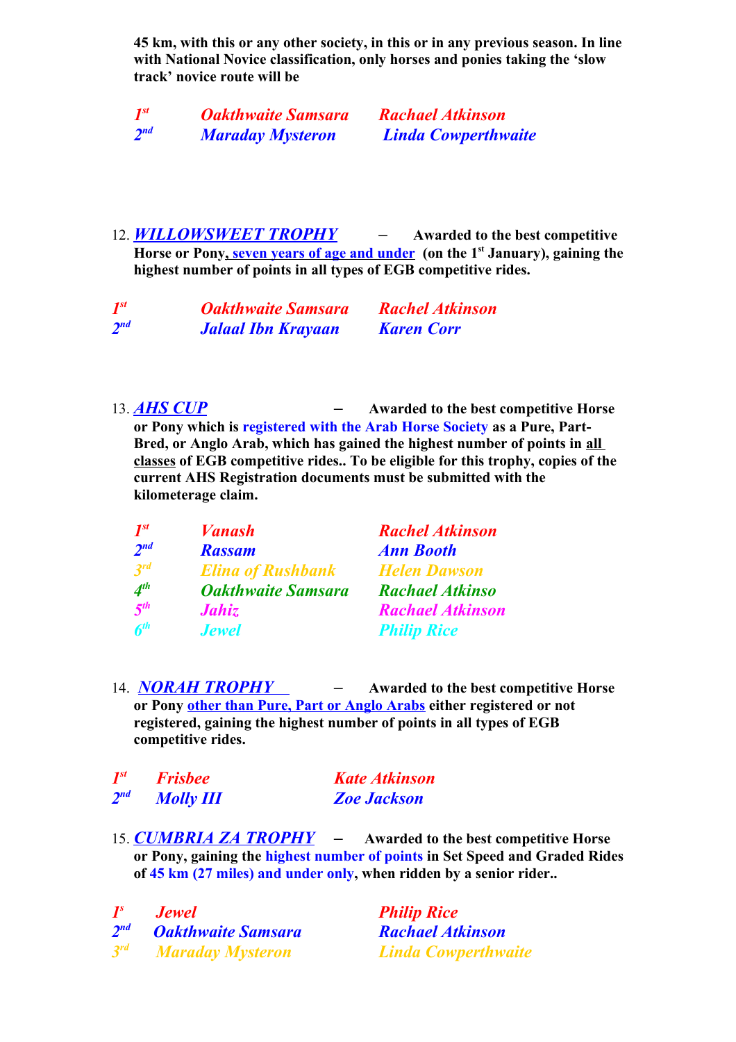**45 km, with this or any other society, in this or in any previous season. In line with National Novice classification, only horses and ponies taking the 'slow track' novice route will be**

| | | |
|---|---|---|
| *1st* | *Oakthwaite Samsara* | *Rachael Atkinson* |
| *2nd* | *Maraday Mysteron* | *Linda Cowperthwaite* |

12. ***WILLOWSWEET TROPHY*** – **Awarded to the best competitive Horse or Pony, seven years of age and under (on the 1st January), gaining the highest number of points in all types of EGB competitive rides.**

| | | |
|---|---|---|
| *1st* | *Oakthwaite Samsara* | *Rachel Atkinson* |
| *2nd* | *Jalaal Ibn Krayaan* | *Karen Corr* |

13. ***AHS CUP*** – **Awarded to the best competitive Horse or Pony which is registered with the Arab Horse Society as a Pure, Part-Bred, or Anglo Arab, which has gained the highest number of points in all classes of EGB competitive rides.. To be eligible for this trophy, copies of the current AHS Registration documents must be submitted with the kilometerage claim.**

| | | |
|---|---|---|
| *1st* | *Vanash* | *Rachael Atkinson* |
| *2nd* | *Rassam* | *Ann Booth* |
| *3rd* | *Elina of Rushbank* | *Helen Dawson* |
| *4th* | *Oakthwaite Samsara* | *Rachael Atkinso* |
| *5th* | *Jahiz* | *Rachael Atkinson* |
| *6th* | *Jewel* | *Philip Rice* |

14. ***NORAH TROPHY*** – **Awarded to the best competitive Horse or Pony other than Pure, Part or Anglo Arabs either registered or not registered, gaining the highest number of points in all types of EGB competitive rides.**

| | | |
|---|---|---|
| *1st* | *Frisbee* | *Kate Atkinson* |
| *2nd* | *Molly III* | *Zoe Jackson* |

15. ***CUMBRIA ZA TROPHY*** – **Awarded to the best competitive Horse or Pony, gaining the highest number of points in Set Speed and Graded Rides of 45 km (27 miles) and under only, when ridden by a senior rider..**

| | | |
|---|---|---|
| *1s* | *Jewel* | *Philip Rice* |
| *2nd* | *Oakthwaite Samsara* | *Rachael Atkinson* |
| *3rd* | *Maraday Mysteron* | *Linda Cowperthwaite* |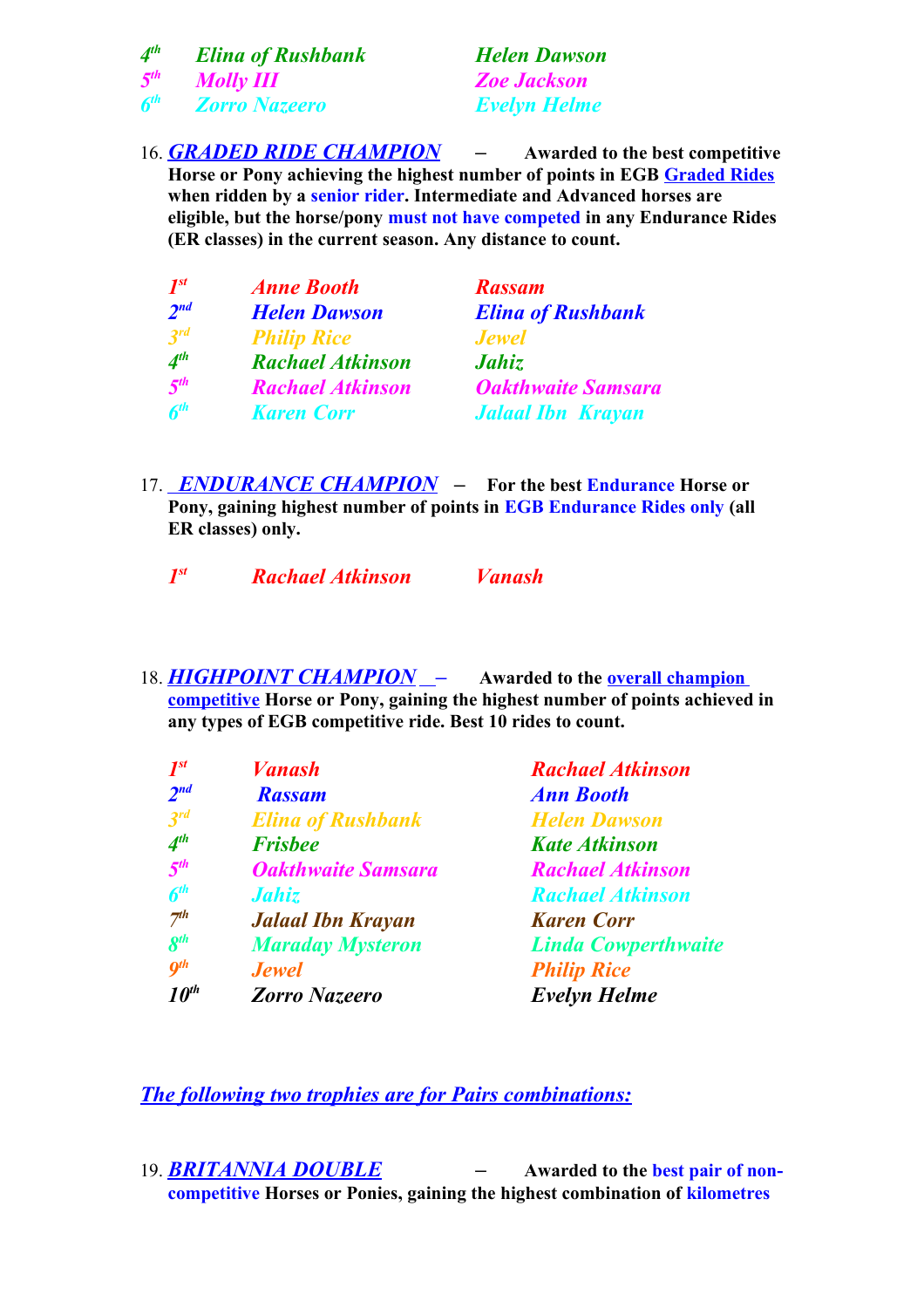| | | |
|---|---|---|
| *4th* | *Elina of Rushbank* | *Helen Dawson* |
| *5th* | *Molly III* | *Zoe Jackson* |
| *6th* | *Zorro Nazeero* | *Evelyn Helme* |

16. ***GRADED RIDE CHAMPION*** – **Awarded to the best competitive Horse or Pony achieving the highest number of points in EGB Graded Rides when ridden by a senior rider. Intermediate and Advanced horses are eligible, but the horse/pony must not have competed in any Endurance Rides (ER classes) in the current season. Any distance to count.**

| | | |
|---|---|---|
| *1st* | *Anne Booth* | *Rassam* |
| *2nd* | *Helen Dawson* | *Elina of Rushbank* |
| *3rd* | *Philip Rice* | *Jewel* |
| *4th* | *Rachael Atkinson* | *Jahiz* |
| *5th* | *Rachael Atkinson* | *Oakthwaite Samsara* |
| *6th* | *Karen Corr* | *Jalaal Ibn Krayan* |

17. ***ENDURANCE CHAMPION*** – **For the best Endurance Horse or Pony, gaining highest number of points in EGB Endurance Rides only (all ER classes) only.**

| | | |
|---|---|---|
| *1st* | *Rachael Atkinson* | *Vanash* |

18. ***HIGHPOINT CHAMPION*** – **Awarded to the overall champion competitive Horse or Pony, gaining the highest number of points achieved in any types of EGB competitive ride. Best 10 rides to count.**

| | | |
|---|---|---|
| *1st* | *Vanash* | *Rachael Atkinson* |
| *2nd* | *Rassam* | *Ann Booth* |
| *3rd* | *Elina of Rushbank* | *Helen Dawson* |
| *4th* | *Frisbee* | *Kate Atkinson* |
| *5th* | *Oakthwaite Samsara* | *Rachael Atkinson* |
| *6th* | *Jahiz* | *Rachael Atkinson* |
| *7th* | *Jalaal Ibn Krayan* | *Karen Corr* |
| *8th* | *Maraday Mysteron* | *Linda Cowperthwaite* |
| *9th* | *Jewel* | *Philip Rice* |
| *10th* | *Zorro Nazeero* | *Evelyn Helme* |

***The following two trophies are for Pairs combinations:***

19. ***BRITANNIA DOUBLE*** – **Awarded to the best pair of non-competitive Horses or Ponies, gaining the highest combination of kilometres**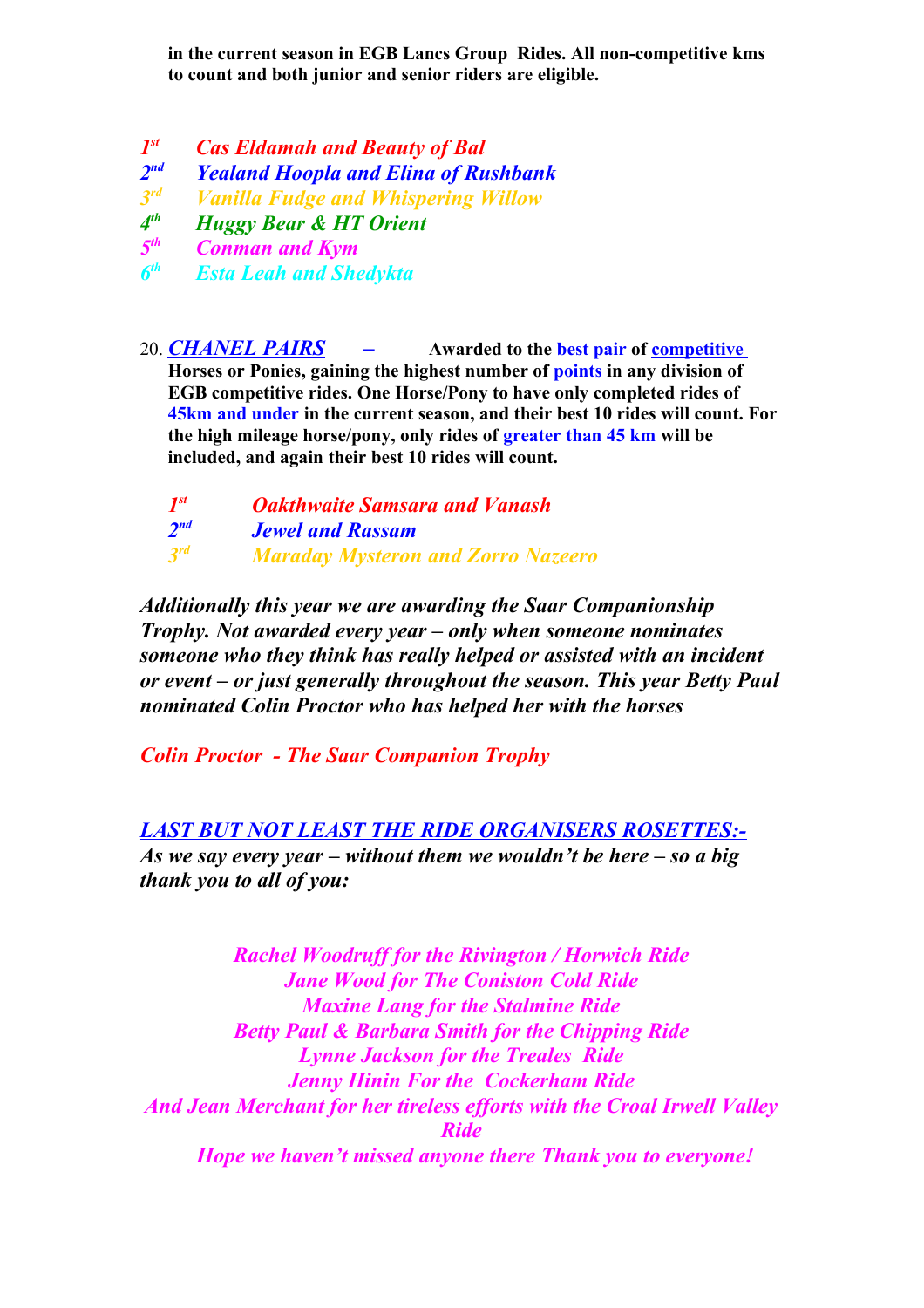**in the current season in EGB Lancs Group Rides. All non-competitive kms to count and both junior and senior riders are eligible.**

- ***1st Cas Eldamah and Beauty of Bal***
- ***2nd Yealand Hoopla and Elina of Rushbank***
- ***3rd Vanilla Fudge and Whispering Willow***
- ***4th Huggy Bear & HT Orient***
- ***5th Conman and Kym***
- ***6th Esta Leah and Shedykta***

20. ***CHANEL PAIRS*** – **Awarded to the best pair of competitive Horses or Ponies, gaining the highest number of points in any division of EGB competitive rides. One Horse/Pony to have only completed rides of 45km and under in the current season, and their best 10 rides will count. For the high mileage horse/pony, only rides of greater than 45 km will be included, and again their best 10 rides will count.**

- ***1st Oakthwaite Samsara and Vanash***
- ***2nd Jewel and Rassam***
- ***3rd Maraday Mysteron and Zorro Nazeero***

***Additionally this year we are awarding the Saar Companionship Trophy. Not awarded every year – only when someone nominates someone who they think has really helped or assisted with an incident or event – or just generally throughout the season. This year Betty Paul nominated Colin Proctor who has helped her with the horses***

***Colin Proctor - The Saar Companion Trophy***

***LAST BUT NOT LEAST THE RIDE ORGANISERS ROSETTES:-***

***As we say every year – without them we wouldn't be here – so a big thank you to all of you:***

***Rachel Woodruff for the Rivington / Horwich Ride***
***Jane Wood for The Coniston Cold Ride***
***Maxine Lang for the Stalmine Ride***
***Betty Paul & Barbara Smith for the Chipping Ride***
***Lynne Jackson for the Treales Ride***
***Jenny Hinin For the Cockerham Ride***
***And Jean Merchant for her tireless efforts with the Croal Irwell Valley Ride***
***Hope we haven't missed anyone there Thank you to everyone!***